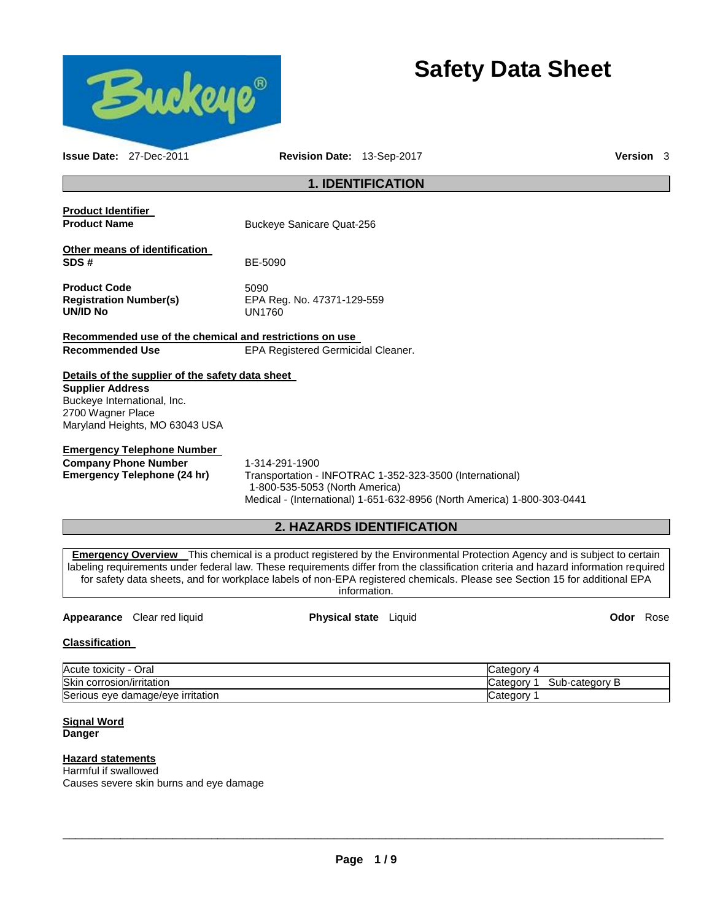# Safety Data Sheet

**Issue Date:** 27-Dec-2011 **Revision Date:** 13-Sep-2017 **Version** 3

## 1. IDENTIFICATION

**Product Identifier**

**Product Name** Buckeye Sanicare Quat-256

**Other means of identification**

**SDS #** BE-5090

**Product Code** 5090
**Registration Number(s)** EPA Reg. No. 47371-129-559
**UN/ID No** UN1760

**Recommended use of the chemical and restrictions on use**

**Recommended Use** EPA Registered Germicidal Cleaner.

**Details of the supplier of the safety data sheet**

**Supplier Address**
Buckeye International, Inc.
2700 Wagner Place
Maryland Heights, MO 63043 USA

**Emergency Telephone Number**

**Company Phone Number** 1-314-291-1900
**Emergency Telephone (24 hr)** Transportation - INFOTRAC 1-352-323-3500 (International)
1-800-535-5053 (North America)
Medical - (International) 1-651-632-8956 (North America) 1-800-303-0441

## 2. HAZARDS IDENTIFICATION

**Emergency Overview** This chemical is a product registered by the Environmental Protection Agency and is subject to certain labeling requirements under federal law. These requirements differ from the classification criteria and hazard information required for safety data sheets, and for workplace labels of non-EPA registered chemicals. Please see Section 15 for additional EPA information.

**Appearance** Clear red liquid **Physical state** Liquid **Odor** Rose

**Classification**

| Hazard | Category |
|---|---|
| Acute toxicity - Oral | Category 4 |
| Skin corrosion/irritation | Category 1 Sub-category B |
| Serious eye damage/eye irritation | Category 1 |

**Signal Word**
**Danger**

**Hazard statements**
Harmful if swallowed
Causes severe skin burns and eye damage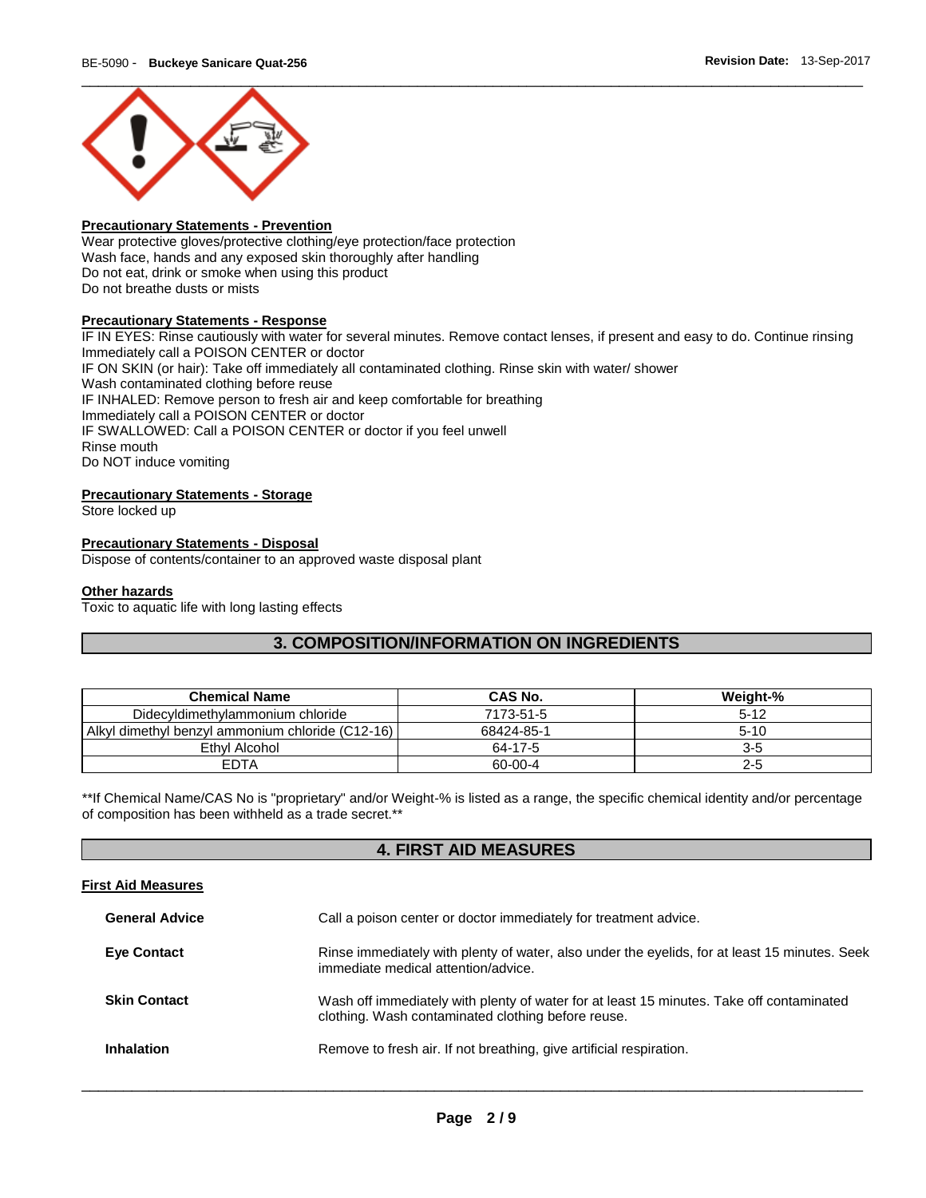**Precautionary Statements - Prevention**

Wear protective gloves/protective clothing/eye protection/face protection
Wash face, hands and any exposed skin thoroughly after handling
Do not eat, drink or smoke when using this product
Do not breathe dusts or mists

**Precautionary Statements - Response**

IF IN EYES: Rinse cautiously with water for several minutes. Remove contact lenses, if present and easy to do. Continue rinsing
Immediately call a POISON CENTER or doctor
IF ON SKIN (or hair): Take off immediately all contaminated clothing. Rinse skin with water/ shower
Wash contaminated clothing before reuse
IF INHALED: Remove person to fresh air and keep comfortable for breathing
Immediately call a POISON CENTER or doctor
IF SWALLOWED: Call a POISON CENTER or doctor if you feel unwell
Rinse mouth
Do NOT induce vomiting

**Precautionary Statements - Storage**

Store locked up

**Precautionary Statements - Disposal**

Dispose of contents/container to an approved waste disposal plant

**Other hazards**

Toxic to aquatic life with long lasting effects

## 3. COMPOSITION/INFORMATION ON INGREDIENTS

| Chemical Name | CAS No. | Weight-% |
| --- | --- | --- |
| Didecyldimethylammonium chloride | 7173-51-5 | 5-12 |
| Alkyl dimethyl benzyl ammonium chloride (C12-16) | 68424-85-1 | 5-10 |
| Ethyl Alcohol | 64-17-5 | 3-5 |
| EDTA | 60-00-4 | 2-5 |

**If Chemical Name/CAS No is "proprietary" and/or Weight-% is listed as a range, the specific chemical identity and/or percentage of composition has been withheld as a trade secret.**

## 4. FIRST AID MEASURES

**First Aid Measures**

**General Advice** Call a poison center or doctor immediately for treatment advice.

**Eye Contact** Rinse immediately with plenty of water, also under the eyelids, for at least 15 minutes. Seek immediate medical attention/advice.

**Skin Contact** Wash off immediately with plenty of water for at least 15 minutes. Take off contaminated clothing. Wash contaminated clothing before reuse.

**Inhalation** Remove to fresh air. If not breathing, give artificial respiration.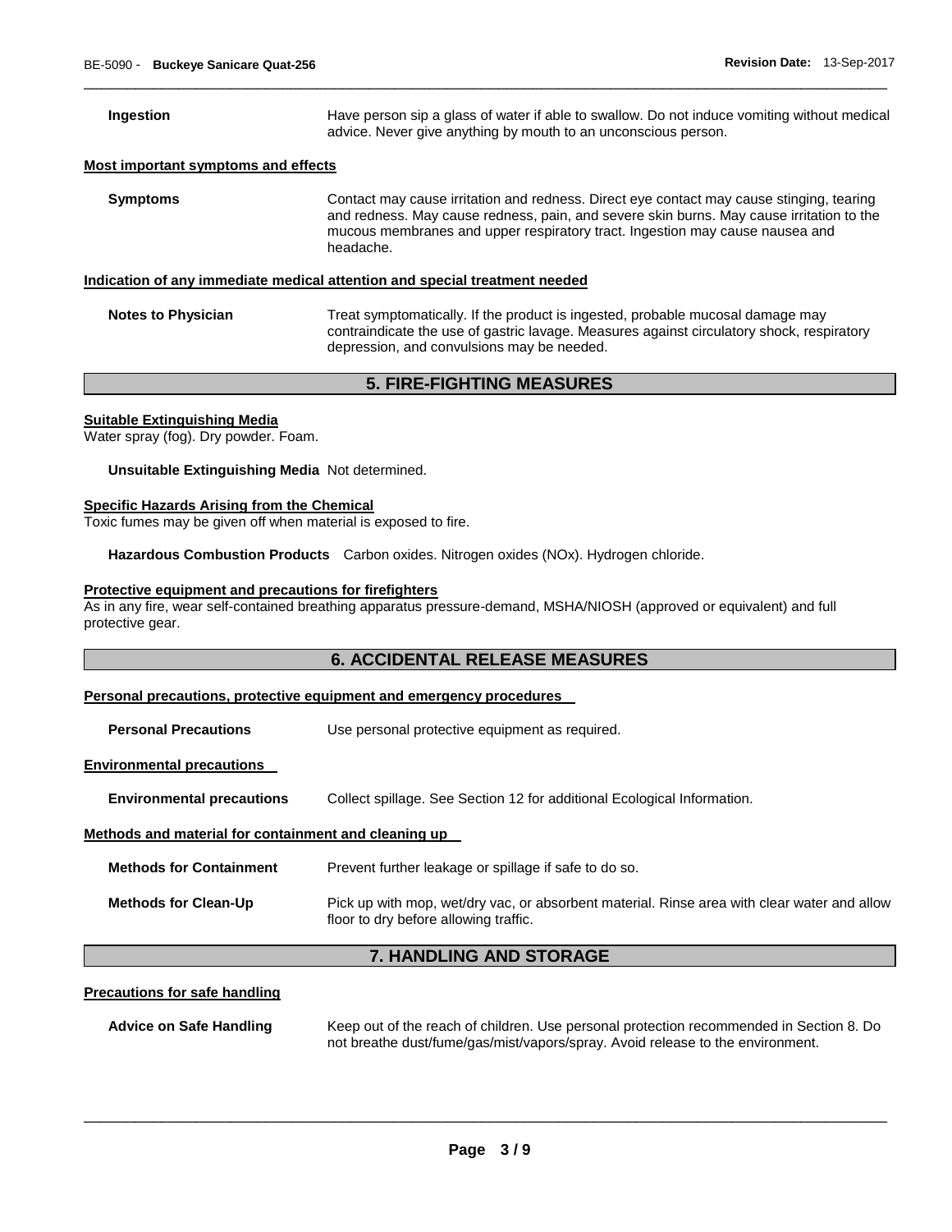**Ingestion** Have person sip a glass of water if able to swallow. Do not induce vomiting without medical advice. Never give anything by mouth to an unconscious person.

**Most important symptoms and effects**

**Symptoms** Contact may cause irritation and redness. Direct eye contact may cause stinging, tearing and redness. May cause redness, pain, and severe skin burns. May cause irritation to the mucous membranes and upper respiratory tract. Ingestion may cause nausea and headache.

**Indication of any immediate medical attention and special treatment needed**

**Notes to Physician** Treat symptomatically. If the product is ingested, probable mucosal damage may contraindicate the use of gastric lavage. Measures against circulatory shock, respiratory depression, and convulsions may be needed.

## 5. FIRE-FIGHTING MEASURES

**Suitable Extinguishing Media**

Water spray (fog). Dry powder. Foam.

**Unsuitable Extinguishing Media** Not determined.

**Specific Hazards Arising from the Chemical**

Toxic fumes may be given off when material is exposed to fire.

**Hazardous Combustion Products** Carbon oxides. Nitrogen oxides (NOx). Hydrogen chloride.

**Protective equipment and precautions for firefighters**

As in any fire, wear self-contained breathing apparatus pressure-demand, MSHA/NIOSH (approved or equivalent) and full protective gear.

## 6. ACCIDENTAL RELEASE MEASURES

**Personal precautions, protective equipment and emergency procedures**

**Personal Precautions** Use personal protective equipment as required.

**Environmental precautions**

**Environmental precautions** Collect spillage. See Section 12 for additional Ecological Information.

**Methods and material for containment and cleaning up**

**Methods for Containment** Prevent further leakage or spillage if safe to do so.

**Methods for Clean-Up** Pick up with mop, wet/dry vac, or absorbent material. Rinse area with clear water and allow floor to dry before allowing traffic.

## 7. HANDLING AND STORAGE

**Precautions for safe handling**

**Advice on Safe Handling** Keep out of the reach of children. Use personal protection recommended in Section 8. Do not breathe dust/fume/gas/mist/vapors/spray. Avoid release to the environment.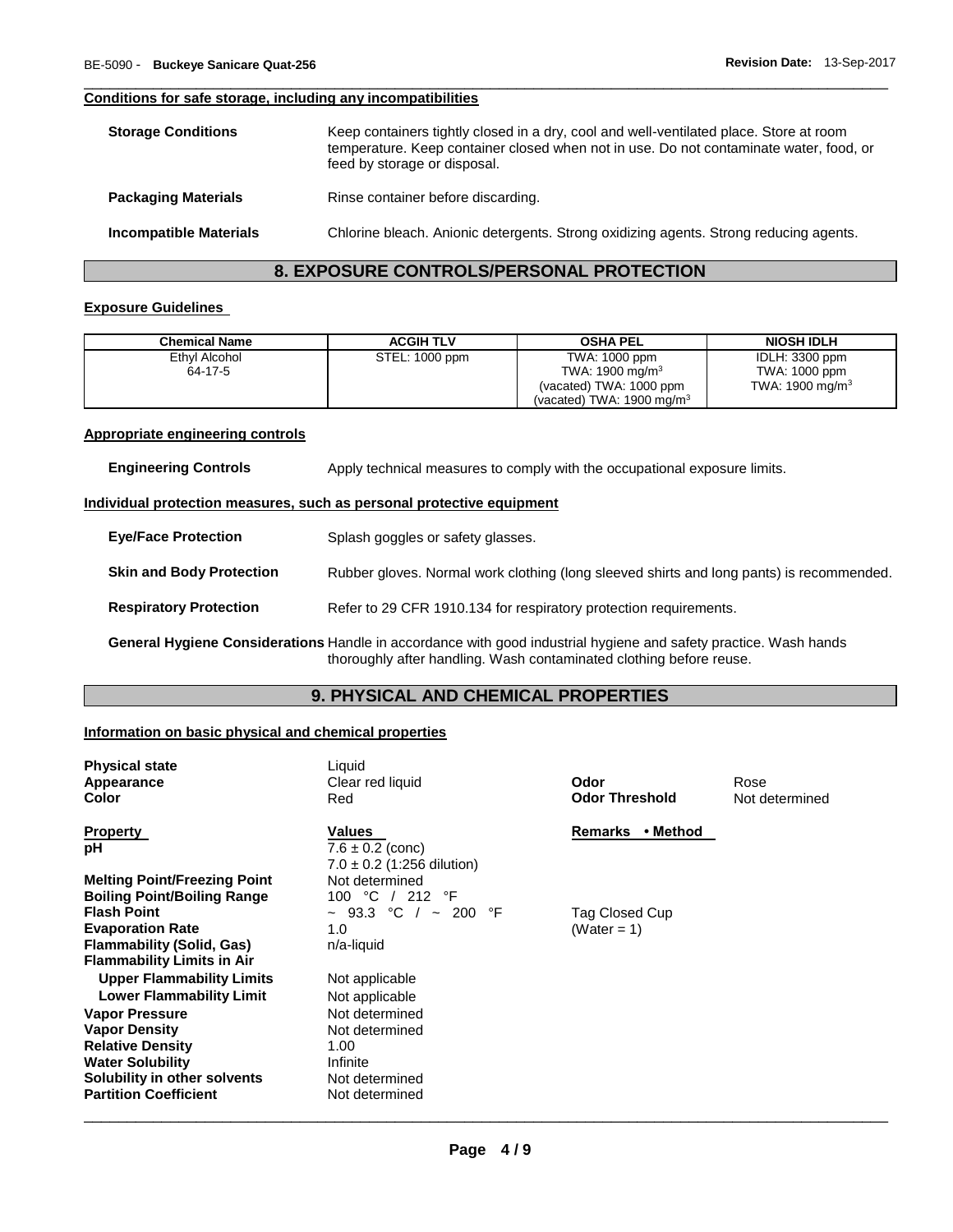### Conditions for safe storage, including any incompatibilities

**Storage Conditions** Keep containers tightly closed in a dry, cool and well-ventilated place. Store at room temperature. Keep container closed when not in use. Do not contaminate water, food, or feed by storage or disposal.

**Packaging Materials** Rinse container before discarding.

**Incompatible Materials** Chlorine bleach. Anionic detergents. Strong oxidizing agents. Strong reducing agents.

## 8. EXPOSURE CONTROLS/PERSONAL PROTECTION

### Exposure Guidelines

| Chemical Name | ACGIH TLV | OSHA PEL | NIOSH IDLH |
|---|---|---|---|
| Ethyl Alcohol<br>64-17-5 | STEL: 1000 ppm | TWA: 1000 ppm<br>TWA: 1900 mg/m$^3$<br>(vacated) TWA: 1000 ppm<br>(vacated) TWA: 1900 mg/m$^3$ | IDLH: 3300 ppm<br>TWA: 1000 ppm<br>TWA: 1900 mg/m$^3$ |

### Appropriate engineering controls

**Engineering Controls** Apply technical measures to comply with the occupational exposure limits.

### Individual protection measures, such as personal protective equipment

**Eye/Face Protection** Splash goggles or safety glasses.

**Skin and Body Protection** Rubber gloves. Normal work clothing (long sleeved shirts and long pants) is recommended.

**Respiratory Protection** Refer to 29 CFR 1910.134 for respiratory protection requirements.

**General Hygiene Considerations** Handle in accordance with good industrial hygiene and safety practice. Wash hands thoroughly after handling. Wash contaminated clothing before reuse.

## 9. PHYSICAL AND CHEMICAL PROPERTIES

### Information on basic physical and chemical properties

**Physical state** Liquid
**Appearance** Clear red liquid
**Color** Red
**Odor** Rose
**Odor Threshold** Not determined

| Property | Values | Remarks • Method |
|---|---|---|
| **pH** | 7.6 ± 0.2 (conc)<br>7.0 ± 0.2 (1:256 dilution) | |
| **Melting Point/Freezing Point** | Not determined | |
| **Boiling Point/Boiling Range** | 100 °C / 212 °F | |
| **Flash Point** | ~ 93.3 °C / ~ 200 °F | Tag Closed Cup |
| **Evaporation Rate** | 1.0 | (Water = 1) |
| **Flammability (Solid, Gas)** | n/a-liquid | |
| **Flammability Limits in Air** | | |
| **Upper Flammability Limits** | Not applicable | |
| **Lower Flammability Limit** | Not applicable | |
| **Vapor Pressure** | Not determined | |
| **Vapor Density** | Not determined | |
| **Relative Density** | 1.00 | |
| **Water Solubility** | Infinite | |
| **Solubility in other solvents** | Not determined | |
| **Partition Coefficient** | Not determined | |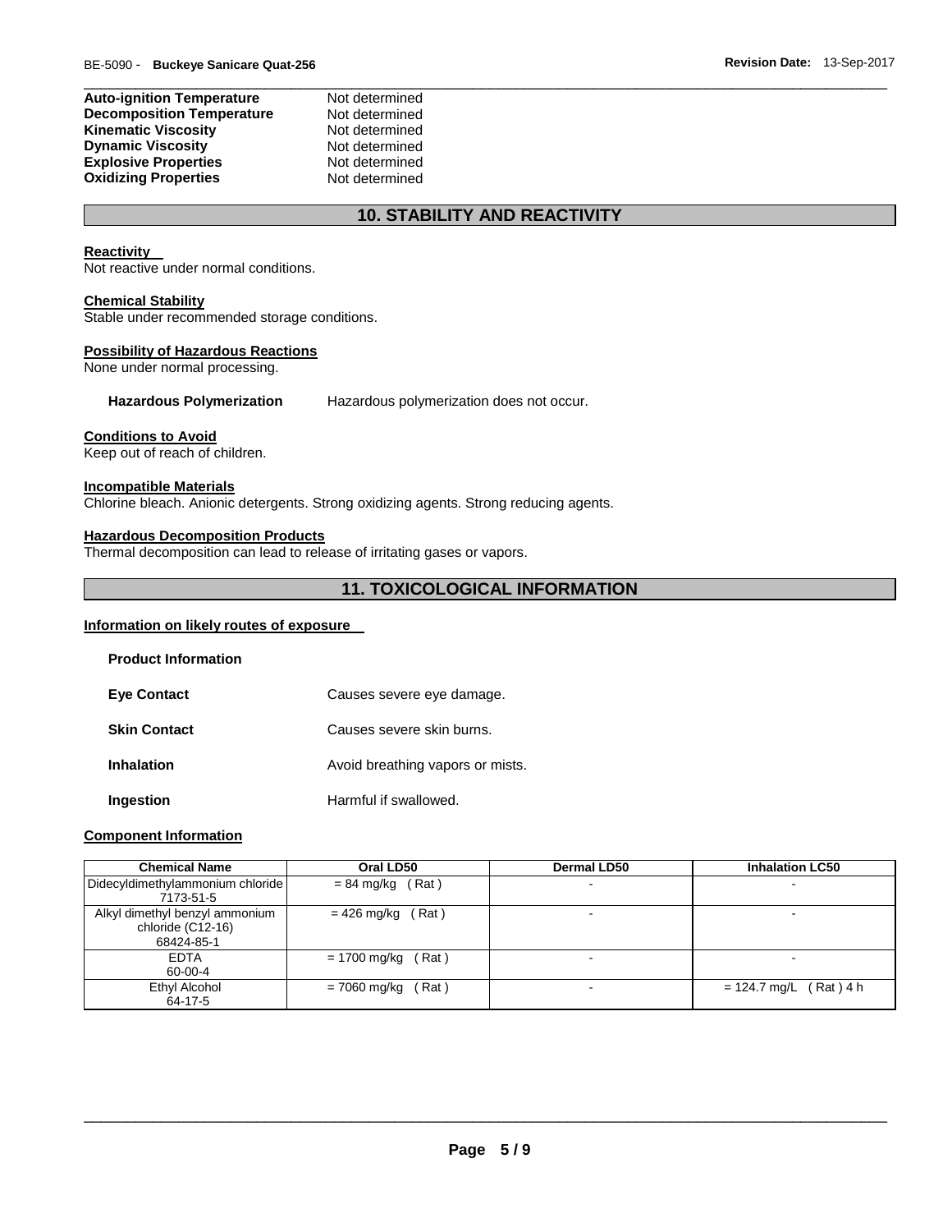| | |
|---|---|
| **Auto-ignition Temperature** | Not determined |
| **Decomposition Temperature** | Not determined |
| **Kinematic Viscosity** | Not determined |
| **Dynamic Viscosity** | Not determined |
| **Explosive Properties** | Not determined |
| **Oxidizing Properties** | Not determined |

## 10. STABILITY AND REACTIVITY

**Reactivity**

Not reactive under normal conditions.

**Chemical Stability**

Stable under recommended storage conditions.

**Possibility of Hazardous Reactions**

None under normal processing.

**Hazardous Polymerization** Hazardous polymerization does not occur.

**Conditions to Avoid**

Keep out of reach of children.

**Incompatible Materials**

Chlorine bleach. Anionic detergents. Strong oxidizing agents. Strong reducing agents.

**Hazardous Decomposition Products**

Thermal decomposition can lead to release of irritating gases or vapors.

## 11. TOXICOLOGICAL INFORMATION

**Information on likely routes of exposure**

**Product Information**

| | |
|---|---|
| **Eye Contact** | Causes severe eye damage. |
| **Skin Contact** | Causes severe skin burns. |
| **Inhalation** | Avoid breathing vapors or mists. |
| **Ingestion** | Harmful if swallowed. |

**Component Information**

| Chemical Name | Oral LD50 | Dermal LD50 | Inhalation LC50 |
|---|---|---|---|
| Didecyldimethylammonium chloride 7173-51-5 | = 84 mg/kg ( Rat ) | - | - |
| Alkyl dimethyl benzyl ammonium chloride (C12-16) 68424-85-1 | = 426 mg/kg ( Rat ) | - | - |
| EDTA 60-00-4 | = 1700 mg/kg ( Rat ) | - | - |
| Ethyl Alcohol 64-17-5 | = 7060 mg/kg ( Rat ) | - | = 124.7 mg/L ( Rat ) 4 h |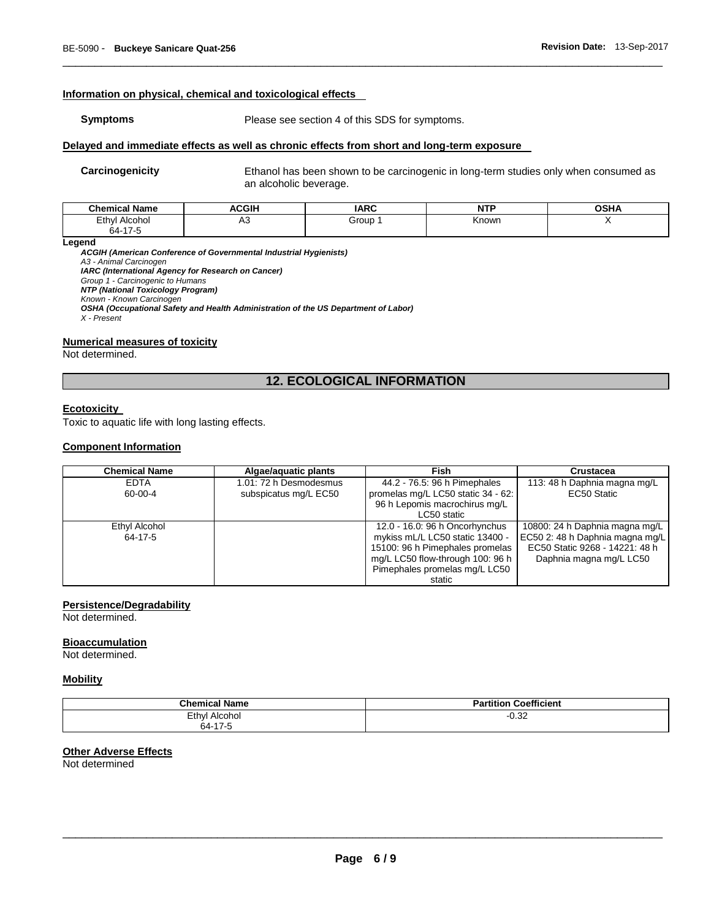#### Information on physical, chemical and toxicological effects

**Symptoms** Please see section 4 of this SDS for symptoms.

#### Delayed and immediate effects as well as chronic effects from short and long-term exposure

**Carcinogenicity** Ethanol has been shown to be carcinogenic in long-term studies only when consumed as an alcoholic beverage.

| Chemical Name | ACGIH | IARC | NTP | OSHA |
|---|---|---|---|---|
| Ethyl Alcohol<br>64-17-5 | A3 | Group 1 | Known | X |

**Legend**

***ACGIH (American Conference of Governmental Industrial Hygienists)***
*A3 - Animal Carcinogen*
***IARC (International Agency for Research on Cancer)***
*Group 1 - Carcinogenic to Humans*
***NTP (National Toxicology Program)***
*Known - Known Carcinogen*
***OSHA (Occupational Safety and Health Administration of the US Department of Labor)***
*X - Present*

#### Numerical measures of toxicity

Not determined.

## 12. ECOLOGICAL INFORMATION

#### Ecotoxicity

Toxic to aquatic life with long lasting effects.

#### Component Information

| Chemical Name | Algae/aquatic plants | Fish | Crustacea |
|---|---|---|---|
| EDTA<br>60-00-4 | 1.01: 72 h Desmodesmus subspicatus mg/L EC50 | 44.2 - 76.5: 96 h Pimephales promelas mg/L LC50 static 34 - 62: 96 h Lepomis macrochirus mg/L LC50 static | 113: 48 h Daphnia magna mg/L EC50 Static |
| Ethyl Alcohol<br>64-17-5 | | 12.0 - 16.0: 96 h Oncorhynchus mykiss mL/L LC50 static 13400 - 15100: 96 h Pimephales promelas mg/L LC50 flow-through 100: 96 h Pimephales promelas mg/L LC50 static | 10800: 24 h Daphnia magna mg/L EC50 2: 48 h Daphnia magna mg/L EC50 Static 9268 - 14221: 48 h Daphnia magna mg/L LC50 |

#### Persistence/Degradability

Not determined.

#### Bioaccumulation

Not determined.

#### Mobility

| Chemical Name | Partition Coefficient |
|---|---|
| Ethyl Alcohol<br>64-17-5 | -0.32 |

#### Other Adverse Effects

Not determined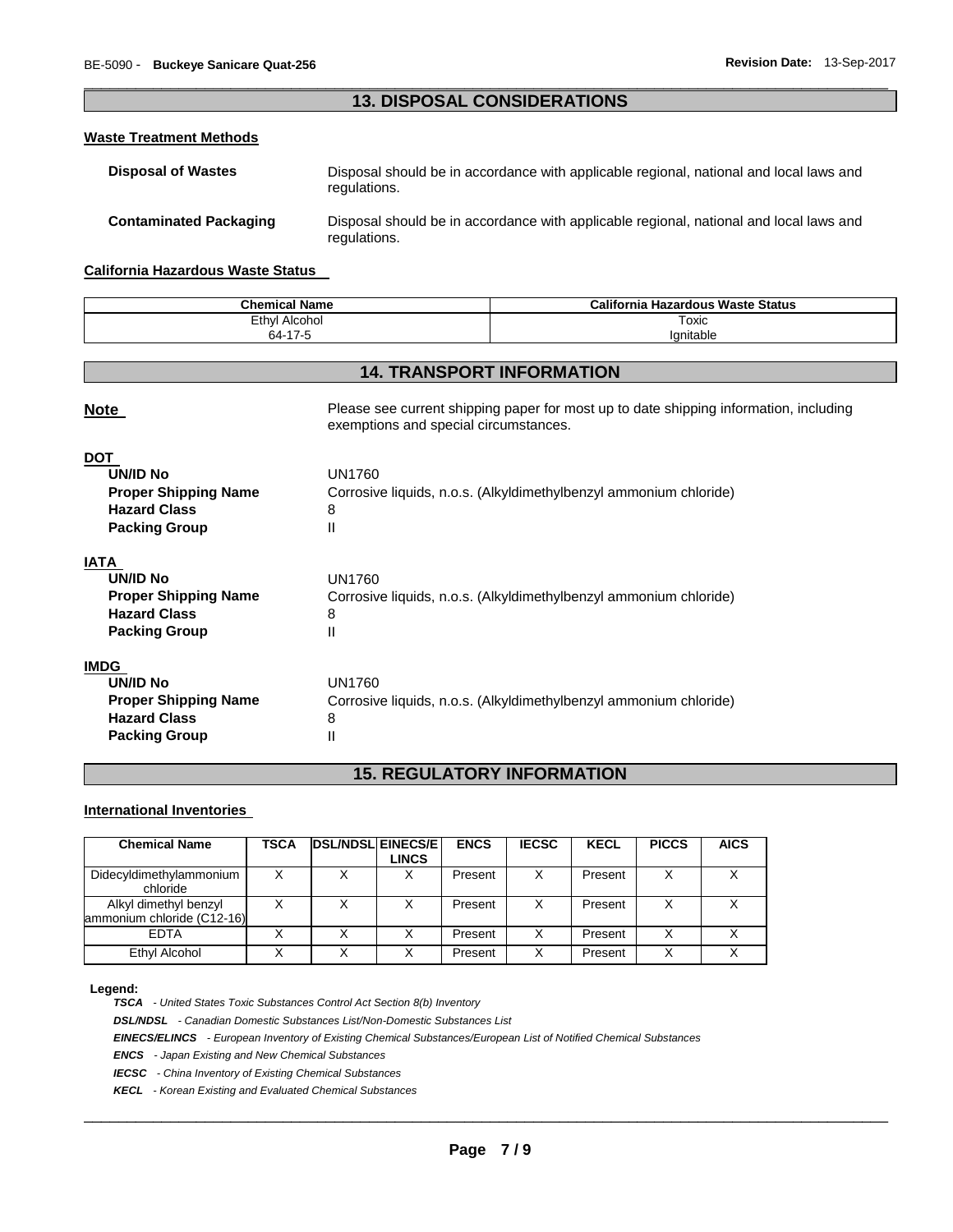## 13. DISPOSAL CONSIDERATIONS

### Waste Treatment Methods

**Disposal of Wastes** Disposal should be in accordance with applicable regional, national and local laws and regulations.

**Contaminated Packaging** Disposal should be in accordance with applicable regional, national and local laws and regulations.

### California Hazardous Waste Status

| Chemical Name | California Hazardous Waste Status |
|---|---|
| Ethyl Alcohol<br>64-17-5 | Toxic<br>Ignitable |

## 14. TRANSPORT INFORMATION

**Note** Please see current shipping paper for most up to date shipping information, including exemptions and special circumstances.

**DOT**

**UN/ID No** UN1760
**Proper Shipping Name** Corrosive liquids, n.o.s. (Alkyldimethylbenzyl ammonium chloride)
**Hazard Class** 8
**Packing Group** II

**IATA**

**UN/ID No** UN1760
**Proper Shipping Name** Corrosive liquids, n.o.s. (Alkyldimethylbenzyl ammonium chloride)
**Hazard Class** 8
**Packing Group** II

**IMDG**

**UN/ID No** UN1760
**Proper Shipping Name** Corrosive liquids, n.o.s. (Alkyldimethylbenzyl ammonium chloride)
**Hazard Class** 8
**Packing Group** II

## 15. REGULATORY INFORMATION

### International Inventories

| Chemical Name | TSCA | DSL/NDSL | EINECS/ELINCS | ENCS | IECSC | KECL | PICCS | AICS |
|---|---|---|---|---|---|---|---|---|
| Didecyldimethylammonium chloride | X | X | X | Present | X | Present | X | X |
| Alkyl dimethyl benzyl ammonium chloride (C12-16) | X | X | X | Present | X | Present | X | X |
| EDTA | X | X | X | Present | X | Present | X | X |
| Ethyl Alcohol | X | X | X | Present | X | Present | X | X |

**Legend:**

***TSCA*** *- United States Toxic Substances Control Act Section 8(b) Inventory*

***DSL/NDSL*** *- Canadian Domestic Substances List/Non-Domestic Substances List*

***EINECS/ELINCS*** *- European Inventory of Existing Chemical Substances/European List of Notified Chemical Substances*

***ENCS*** *- Japan Existing and New Chemical Substances*

***IECSC*** *- China Inventory of Existing Chemical Substances*

***KECL*** *- Korean Existing and Evaluated Chemical Substances*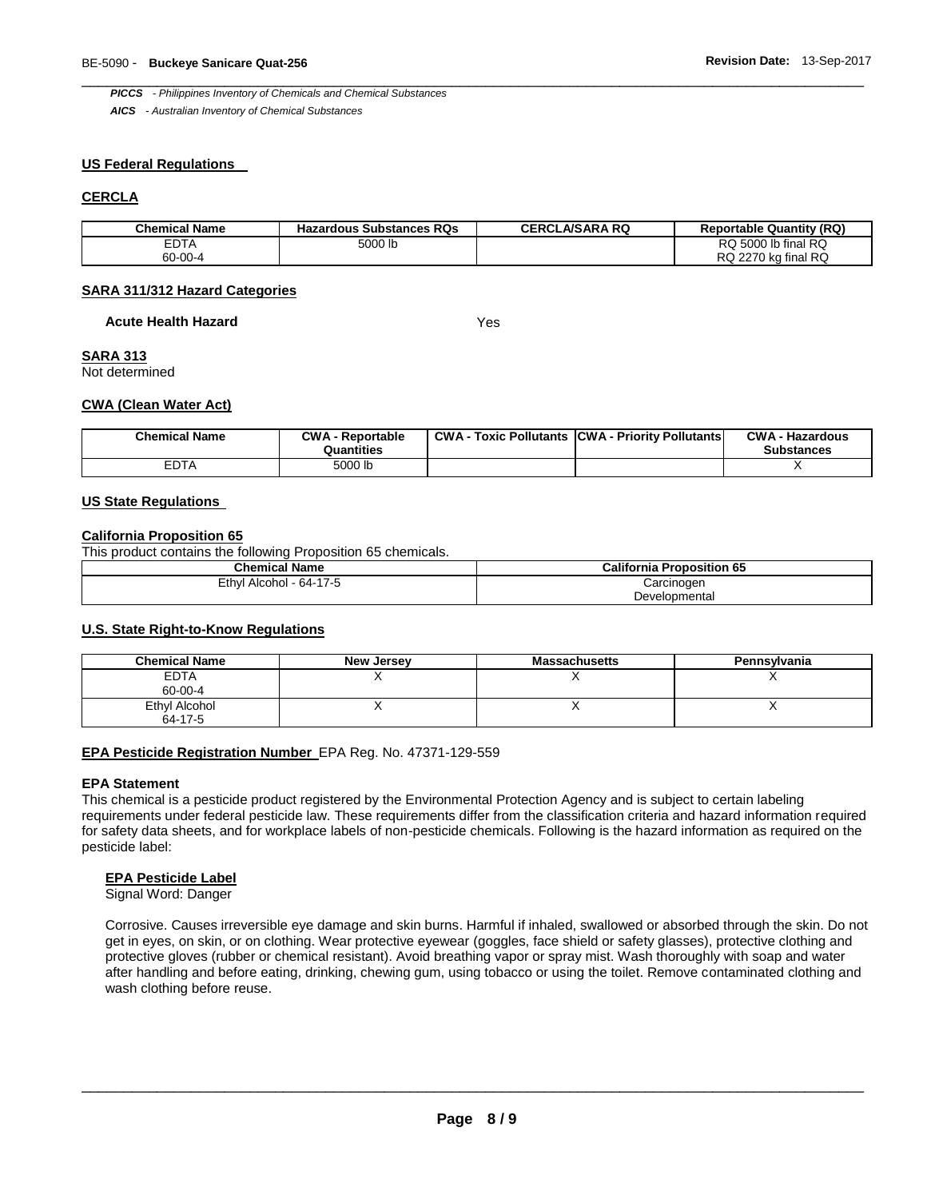*PICCS - Philippines Inventory of Chemicals and Chemical Substances*

*AICS - Australian Inventory of Chemical Substances*

## US Federal Regulations

### CERCLA

| Chemical Name | Hazardous Substances RQs | CERCLA/SARA RQ | Reportable Quantity (RQ) |
|---|---|---|---|
| EDTA<br>60-00-4 | 5000 lb | | RQ 5000 lb final RQ<br>RQ 2270 kg final RQ |

### SARA 311/312 Hazard Categories

**Acute Health Hazard** Yes

### SARA 313

Not determined

### CWA (Clean Water Act)

| Chemical Name | CWA - Reportable Quantities | CWA - Toxic Pollutants | CWA - Priority Pollutants | CWA - Hazardous Substances |
|---|---|---|---|---|
| EDTA | 5000 lb | | | X |

## US State Regulations

### California Proposition 65

This product contains the following Proposition 65 chemicals.

| Chemical Name | California Proposition 65 |
|---|---|
| Ethyl Alcohol - 64-17-5 | Carcinogen<br>Developmental |

### U.S. State Right-to-Know Regulations

| Chemical Name | New Jersey | Massachusetts | Pennsylvania |
|---|---|---|---|
| EDTA<br>60-00-4 | X | X | X |
| Ethyl Alcohol<br>64-17-5 | X | X | X |

**EPA Pesticide Registration Number** EPA Reg. No. 47371-129-559

### EPA Statement

This chemical is a pesticide product registered by the Environmental Protection Agency and is subject to certain labeling requirements under federal pesticide law. These requirements differ from the classification criteria and hazard information required for safety data sheets, and for workplace labels of non-pesticide chemicals. Following is the hazard information as required on the pesticide label:

#### EPA Pesticide Label

Signal Word: Danger

Corrosive. Causes irreversible eye damage and skin burns. Harmful if inhaled, swallowed or absorbed through the skin. Do not get in eyes, on skin, or on clothing. Wear protective eyewear (goggles, face shield or safety glasses), protective clothing and protective gloves (rubber or chemical resistant). Avoid breathing vapor or spray mist. Wash thoroughly with soap and water after handling and before eating, drinking, chewing gum, using tobacco or using the toilet. Remove contaminated clothing and wash clothing before reuse.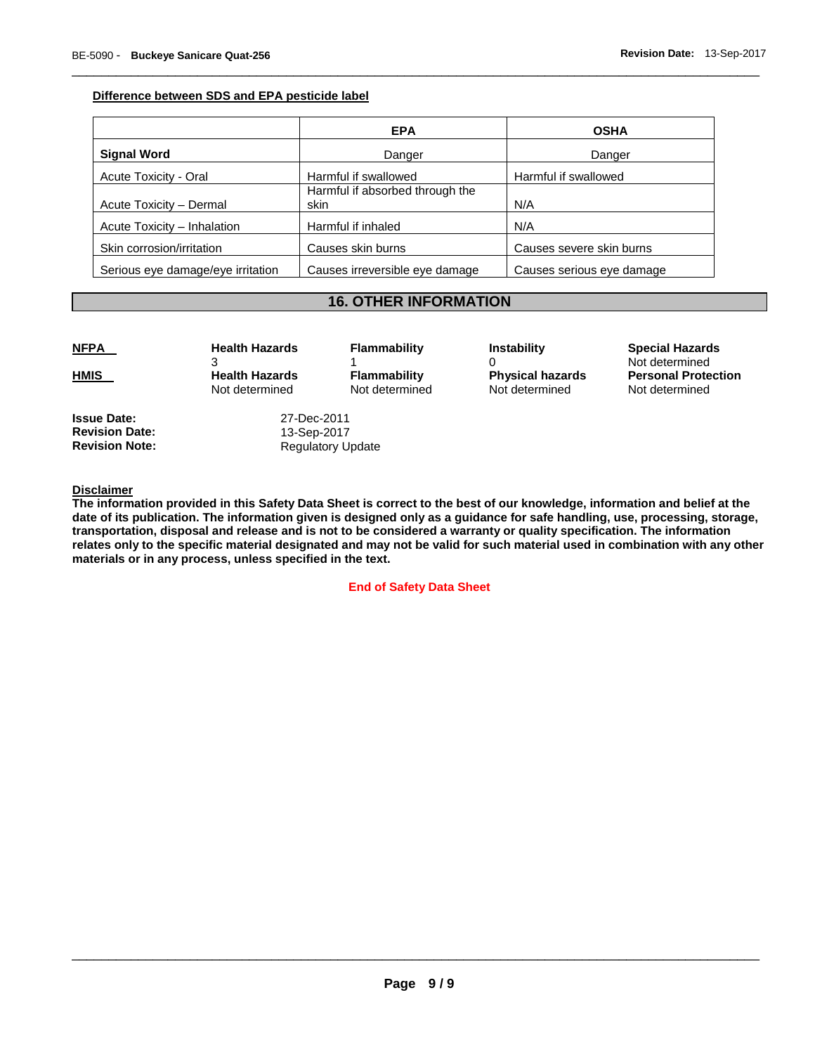**Difference between SDS and EPA pesticide label**

| | EPA | OSHA |
|---|---|---|
| **Signal Word** | Danger | Danger |
| Acute Toxicity - Oral | Harmful if swallowed | Harmful if swallowed |
| Acute Toxicity – Dermal | Harmful if absorbed through the skin | N/A |
| Acute Toxicity – Inhalation | Harmful if inhaled | N/A |
| Skin corrosion/irritation | Causes skin burns | Causes severe skin burns |
| Serious eye damage/eye irritation | Causes irreversible eye damage | Causes serious eye damage |

## 16. OTHER INFORMATION

| | | | | |
|---|---|---|---|---|
| **NFPA** | **Health Hazards** 3 | **Flammability** 1 | **Instability** 0 | **Special Hazards** Not determined |
| **HMIS** | **Health Hazards** Not determined | **Flammability** Not determined | **Physical hazards** Not determined | **Personal Protection** Not determined |

**Issue Date:** 27-Dec-2011
**Revision Date:** 13-Sep-2017
**Revision Note:** Regulatory Update

**Disclaimer**

**The information provided in this Safety Data Sheet is correct to the best of our knowledge, information and belief at the date of its publication. The information given is designed only as a guidance for safe handling, use, processing, storage, transportation, disposal and release and is not to be considered a warranty or quality specification. The information relates only to the specific material designated and may not be valid for such material used in combination with any other materials or in any process, unless specified in the text.**

**End of Safety Data Sheet**